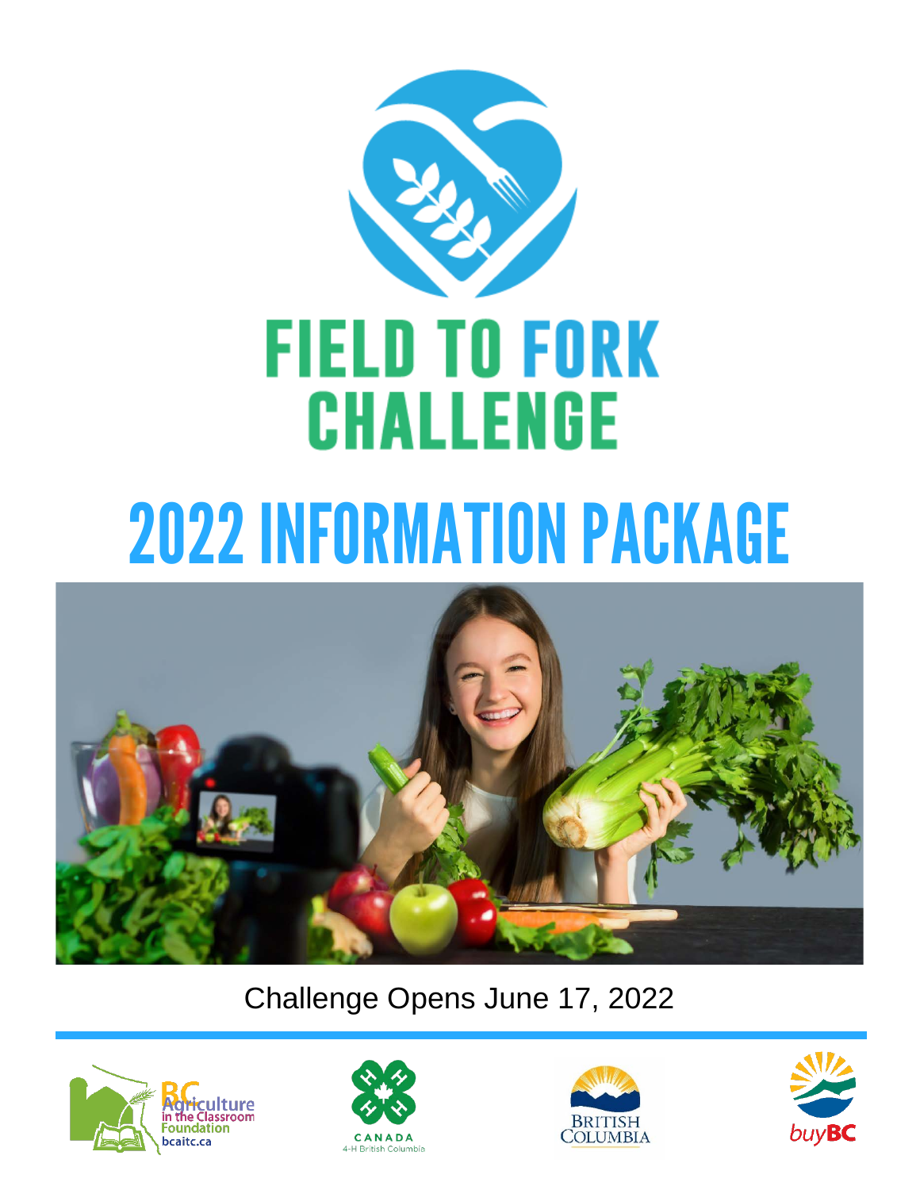# FIELD TO FORK CHALLENGE

# 2022 INFORMATION PACKAGE

Challenge Opens June 17, 2022

BC Agriculture in the Classroom Foundation bcaitc.ca

CANADA 4-H British Columbia

BRITISH COLUMBIA

buyBC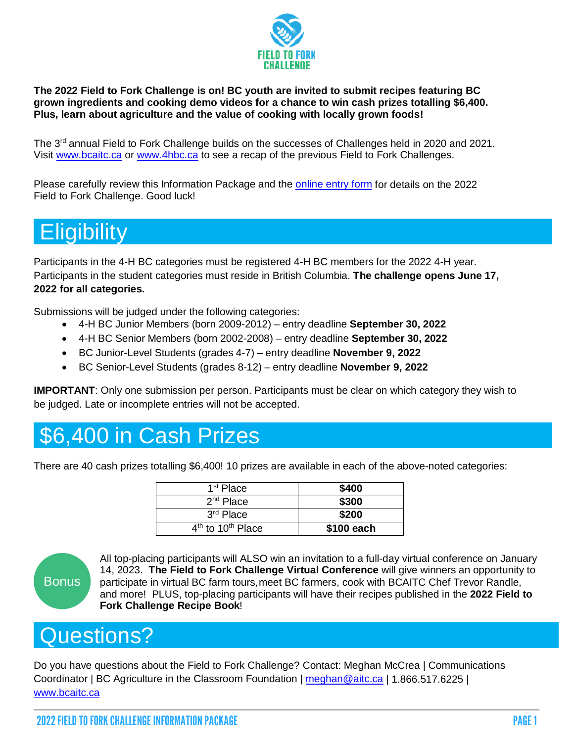**The 2022 Field to Fork Challenge is on! BC youth are invited to submit recipes featuring BC grown ingredients and cooking demo videos for a chance to win cash prizes totalling $6,400. Plus, learn about agriculture and the value of cooking with locally grown foods!**

The 3rd annual Field to Fork Challenge builds on the successes of Challenges held in 2020 and 2021. Visit www.bcaitc.ca or www.4hbc.ca to see a recap of the previous Field to Fork Challenges.

Please carefully review this Information Package and the online entry form for details on the 2022 Field to Fork Challenge. Good luck!

# Eligibility

Participants in the 4-H BC categories must be registered 4-H BC members for the 2022 4-H year. Participants in the student categories must reside in British Columbia. **The challenge opens June 17, 2022 for all categories.**

Submissions will be judged under the following categories:

- 4-H BC Junior Members (born 2009-2012) – entry deadline **September 30, 2022**
- 4-H BC Senior Members (born 2002-2008) – entry deadline **September 30, 2022**
- BC Junior-Level Students (grades 4-7) – entry deadline **November 9, 2022**
- BC Senior-Level Students (grades 8-12) – entry deadline **November 9, 2022**

**IMPORTANT**: Only one submission per person. Participants must be clear on which category they wish to be judged. Late or incomplete entries will not be accepted.

# $6,400 in Cash Prizes

There are 40 cash prizes totalling $6,400! 10 prizes are available in each of the above-noted categories:

| Place | Prize |
|---|---|
| 1st Place | **$400** |
| 2nd Place | **$300** |
| 3rd Place | **$200** |
| 4th to 10th Place | **$100 each** |

Bonus

All top-placing participants will ALSO win an invitation to a full-day virtual conference on January 14, 2023. **The Field to Fork Challenge Virtual Conference** will give winners an opportunity to participate in virtual BC farm tours, meet BC farmers, cook with BCAITC Chef Trevor Randle, and more! PLUS, top-placing participants will have their recipes published in the **2022 Field to Fork Challenge Recipe Book**!

# Questions?

Do you have questions about the Field to Fork Challenge? Contact: Meghan McCrea | Communications Coordinator | BC Agriculture in the Classroom Foundation | meghan@aitc.ca | 1.866.517.6225 | www.bcaitc.ca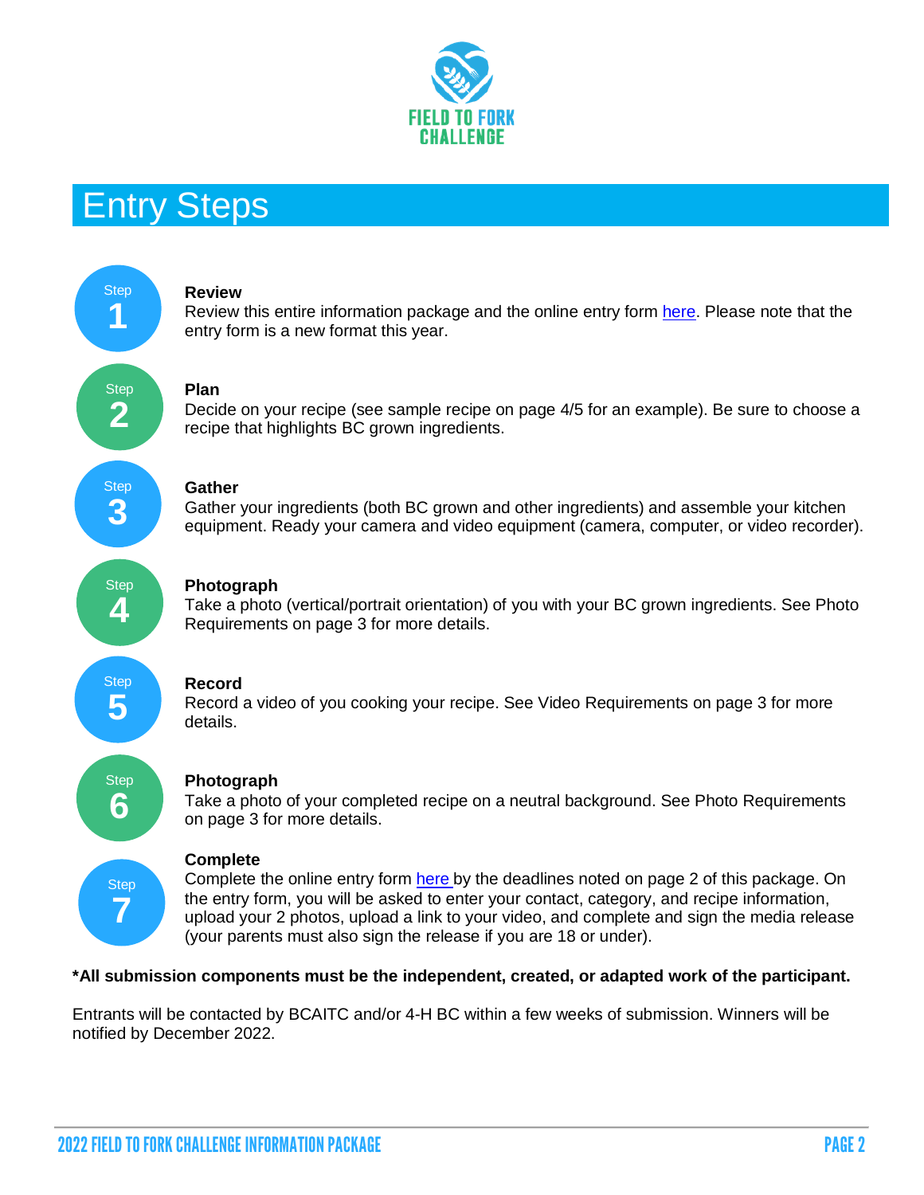FIELD TO FORK CHALLENGE

# Entry Steps

**Step 1**

**Review**
Review this entire information package and the online entry form here. Please note that the entry form is a new format this year.

**Step 2**

**Plan**
Decide on your recipe (see sample recipe on page 4/5 for an example). Be sure to choose a recipe that highlights BC grown ingredients.

**Step 3**

**Gather**
Gather your ingredients (both BC grown and other ingredients) and assemble your kitchen equipment. Ready your camera and video equipment (camera, computer, or video recorder).

**Step 4**

**Photograph**
Take a photo (vertical/portrait orientation) of you with your BC grown ingredients. See Photo Requirements on page 3 for more details.

**Step 5**

**Record**
Record a video of you cooking your recipe. See Video Requirements on page 3 for more details.

**Step 6**

**Photograph**
Take a photo of your completed recipe on a neutral background. See Photo Requirements on page 3 for more details.

**Step 7**

**Complete**
Complete the online entry form here by the deadlines noted on page 2 of this package. On the entry form, you will be asked to enter your contact, category, and recipe information, upload your 2 photos, upload a link to your video, and complete and sign the media release (your parents must also sign the release if you are 18 or under).

***All submission components must be the independent, created, or adapted work of the participant.**

Entrants will be contacted by BCAITC and/or 4-H BC within a few weeks of submission. Winners will be notified by December 2022.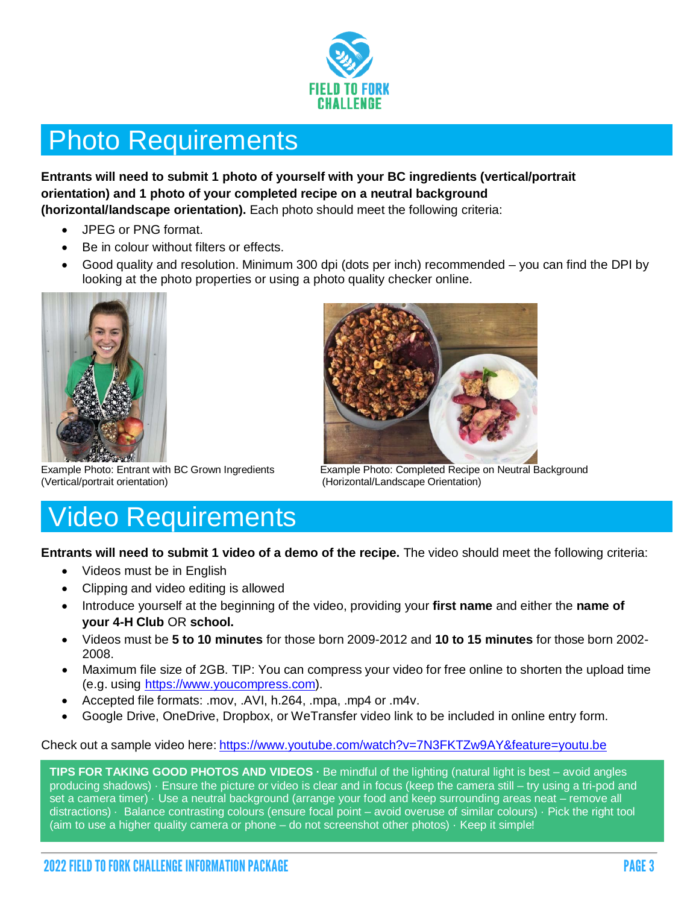# Photo Requirements

**Entrants will need to submit 1 photo of yourself with your BC ingredients (vertical/portrait orientation) and 1 photo of your completed recipe on a neutral background (horizontal/landscape orientation).** Each photo should meet the following criteria:

- JPEG or PNG format.
- Be in colour without filters or effects.
- Good quality and resolution. Minimum 300 dpi (dots per inch) recommended – you can find the DPI by looking at the photo properties or using a photo quality checker online.

Example Photo: Entrant with BC Grown Ingredients (Vertical/portrait orientation)

Example Photo: Completed Recipe on Neutral Background (Horizontal/Landscape Orientation)

# Video Requirements

**Entrants will need to submit 1 video of a demo of the recipe.** The video should meet the following criteria:

- Videos must be in English
- Clipping and video editing is allowed
- Introduce yourself at the beginning of the video, providing your **first name** and either the **name of your 4-H Club** OR **school.**
- Videos must be **5 to 10 minutes** for those born 2009-2012 and **10 to 15 minutes** for those born 2002-2008.
- Maximum file size of 2GB. TIP: You can compress your video for free online to shorten the upload time (e.g. using https://www.youcompress.com).
- Accepted file formats: .mov, .AVI, h.264, .mpa, .mp4 or .m4v.
- Google Drive, OneDrive, Dropbox, or WeTransfer video link to be included in online entry form.

Check out a sample video here: https://www.youtube.com/watch?v=7N3FKTZw9AY&feature=youtu.be

**TIPS FOR TAKING GOOD PHOTOS AND VIDEOS ·** Be mindful of the lighting (natural light is best – avoid angles producing shadows) · Ensure the picture or video is clear and in focus (keep the camera still – try using a tri-pod and set a camera timer) · Use a neutral background (arrange your food and keep surrounding areas neat – remove all distractions) · Balance contrasting colours (ensure focal point – avoid overuse of similar colours) · Pick the right tool (aim to use a higher quality camera or phone – do not screenshot other photos) · Keep it simple!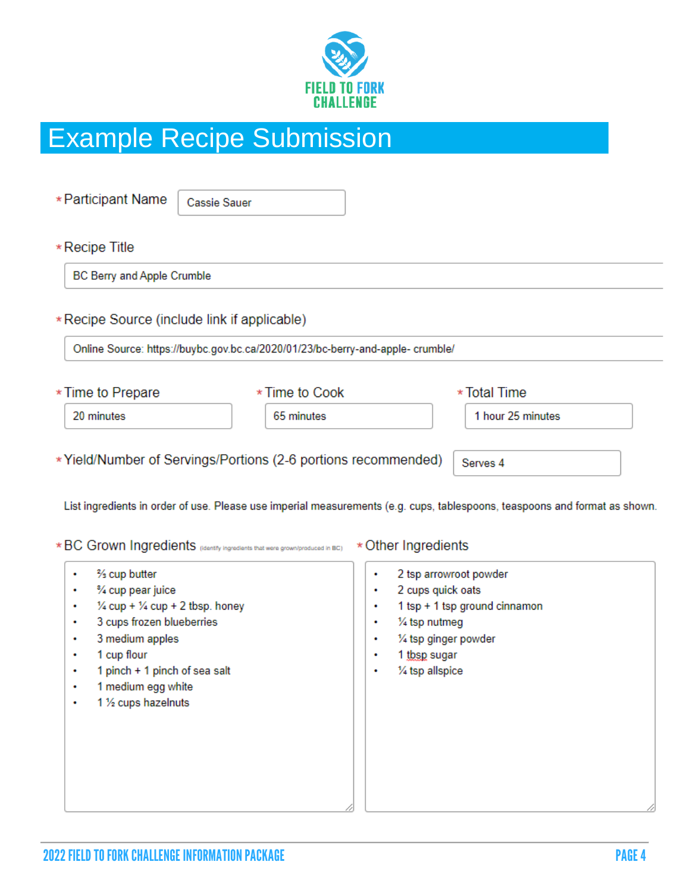FIELD TO FORK CHALLENGE

# Example Recipe Submission

*Participant Name: Cassie Sauer

*Recipe Title: BC Berry and Apple Crumble

*Recipe Source (include link if applicable): Online Source: https://buybc.gov.bc.ca/2020/01/23/bc-berry-and-apple- crumble/

*Time to Prepare: 20 minutes

*Time to Cook: 65 minutes

*Total Time: 1 hour 25 minutes

*Yield/Number of Servings/Portions (2-6 portions recommended): Serves 4

List ingredients in order of use. Please use imperial measurements (e.g. cups, tablespoons, teaspoons and format as shown.

*BC Grown Ingredients (identify ingredients that were grown/produced in BC)

- ⅔ cup butter
- ¾ cup pear juice
- ¼ cup + ¼ cup + 2 tbsp. honey
- 3 cups frozen blueberries
- 3 medium apples
- 1 cup flour
- 1 pinch + 1 pinch of sea salt
- 1 medium egg white
- 1 ½ cups hazelnuts

*Other Ingredients

- 2 tsp arrowroot powder
- 2 cups quick oats
- 1 tsp + 1 tsp ground cinnamon
- ¼ tsp nutmeg
- ¼ tsp ginger powder
- 1 tbsp sugar
- ¼ tsp allspice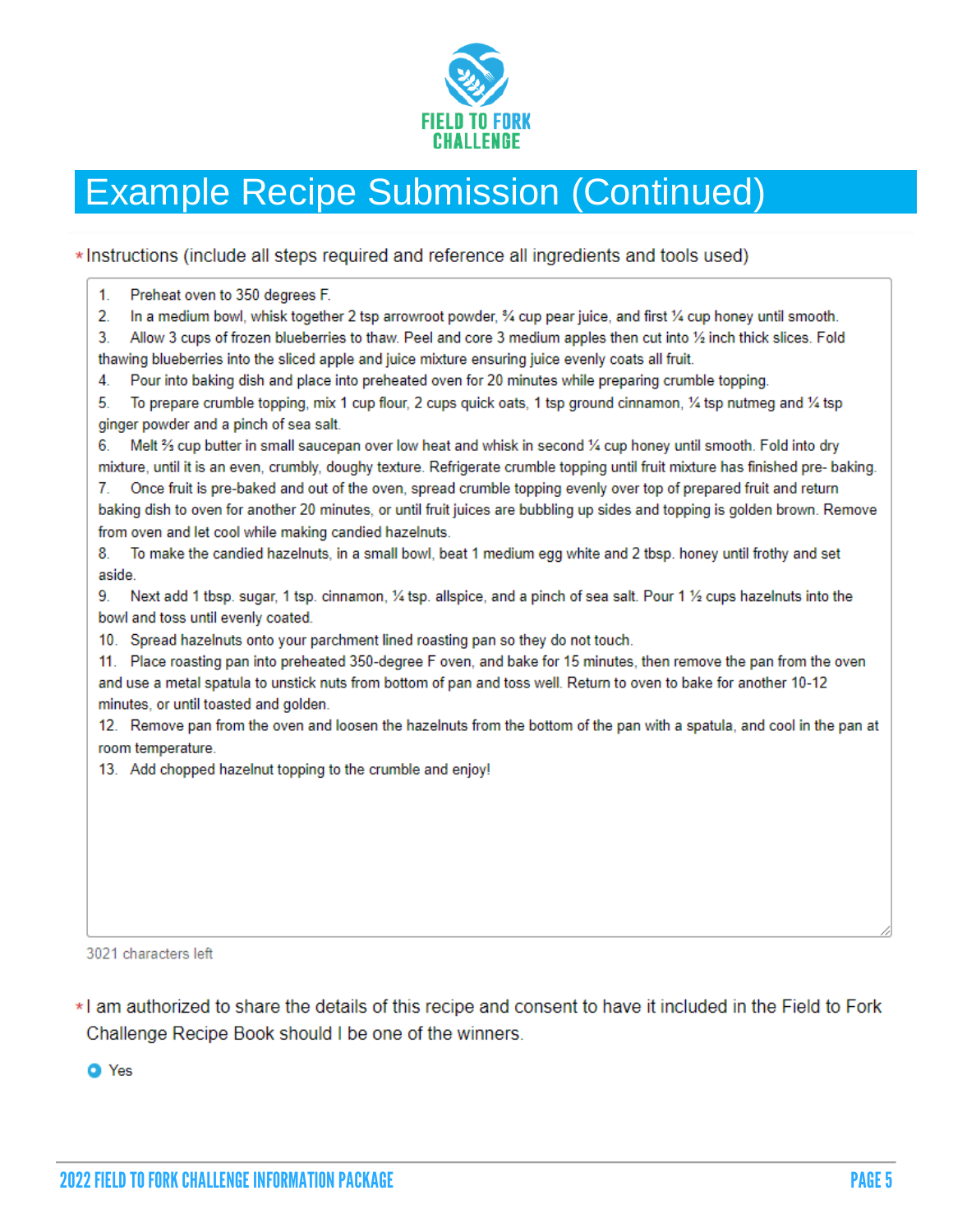# Example Recipe Submission (Continued)

*Instructions (include all steps required and reference all ingredients and tools used)

1. Preheat oven to 350 degrees F.
2. In a medium bowl, whisk together 2 tsp arrowroot powder, ¾ cup pear juice, and first ¼ cup honey until smooth.
3. Allow 3 cups of frozen blueberries to thaw. Peel and core 3 medium apples then cut into ½ inch thick slices. Fold thawing blueberries into the sliced apple and juice mixture ensuring juice evenly coats all fruit.
4. Pour into baking dish and place into preheated oven for 20 minutes while preparing crumble topping.
5. To prepare crumble topping, mix 1 cup flour, 2 cups quick oats, 1 tsp ground cinnamon, ¼ tsp nutmeg and ¼ tsp ginger powder and a pinch of sea salt.
6. Melt ⅔ cup butter in small saucepan over low heat and whisk in second ¼ cup honey until smooth. Fold into dry mixture, until it is an even, crumbly, doughy texture. Refrigerate crumble topping until fruit mixture has finished pre- baking.
7. Once fruit is pre-baked and out of the oven, spread crumble topping evenly over top of prepared fruit and return baking dish to oven for another 20 minutes, or until fruit juices are bubbling up sides and topping is golden brown. Remove from oven and let cool while making candied hazelnuts.
8. To make the candied hazelnuts, in a small bowl, beat 1 medium egg white and 2 tbsp. honey until frothy and set aside.
9. Next add 1 tbsp. sugar, 1 tsp. cinnamon, ¼ tsp. allspice, and a pinch of sea salt. Pour 1 ½ cups hazelnuts into the bowl and toss until evenly coated.
10. Spread hazelnuts onto your parchment lined roasting pan so they do not touch.
11. Place roasting pan into preheated 350-degree F oven, and bake for 15 minutes, then remove the pan from the oven and use a metal spatula to unstick nuts from bottom of pan and toss well. Return to oven to bake for another 10-12 minutes, or until toasted and golden.
12. Remove pan from the oven and loosen the hazelnuts from the bottom of the pan with a spatula, and cool in the pan at room temperature.
13. Add chopped hazelnut topping to the crumble and enjoy!

3021 characters left

*I am authorized to share the details of this recipe and consent to have it included in the Field to Fork Challenge Recipe Book should I be one of the winners.

- [x] Yes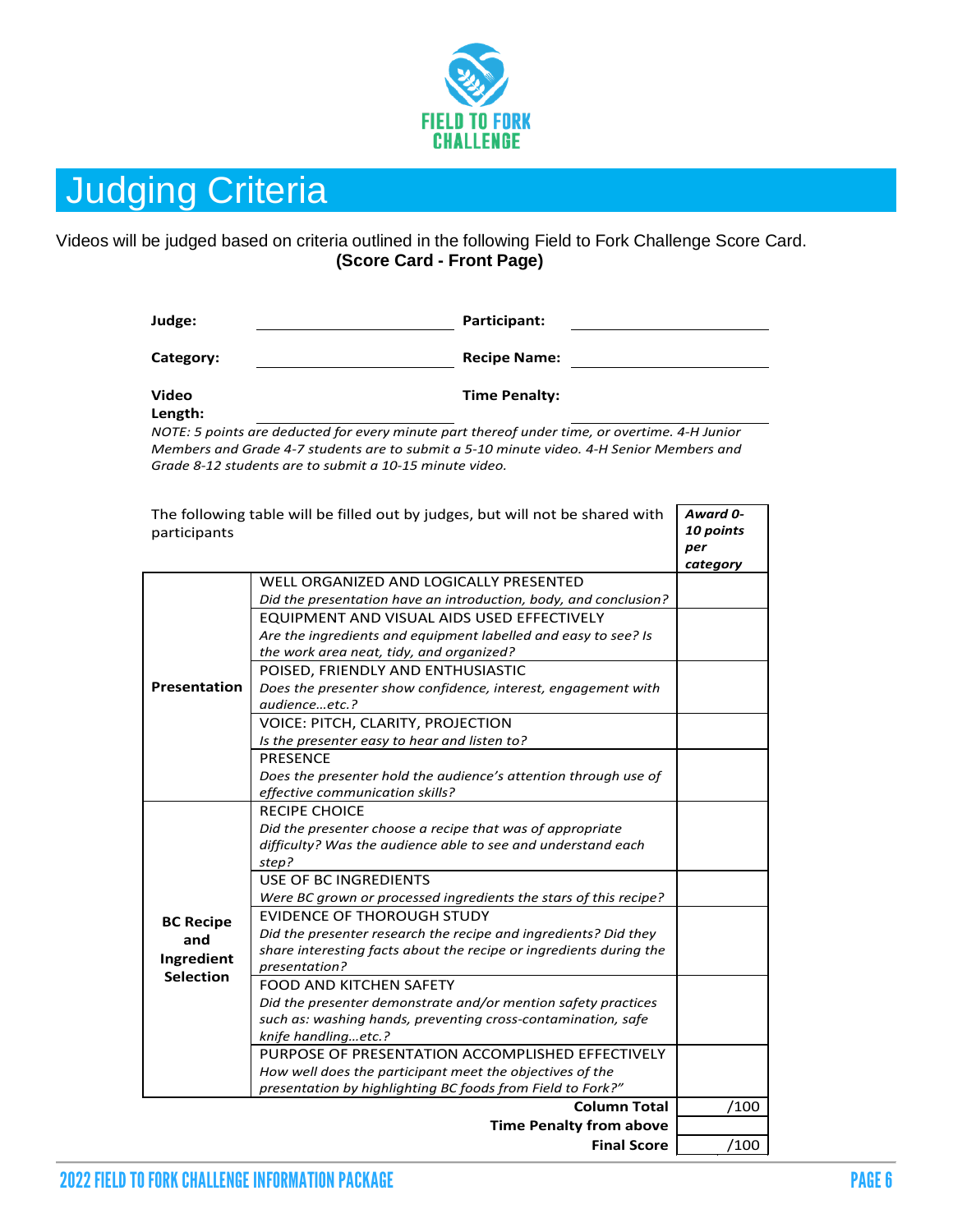FIELD TO FORK CHALLENGE

# Judging Criteria

Videos will be judged based on criteria outlined in the following Field to Fork Challenge Score Card.

**(Score Card - Front Page)**

| | | | |
|---|---|---|---|
| **Judge:** | | **Participant:** | |
| **Category:** | | **Recipe Name:** | |
| **Video Length:** | | **Time Penalty:** | |

*NOTE: 5 points are deducted for every minute part thereof under time, or overtime. 4-H Junior Members and Grade 4-7 students are to submit a 5-10 minute video. 4-H Senior Members and Grade 8-12 students are to submit a 10-15 minute video.*

| The following table will be filled out by judges, but will not be shared with participants | | ***Award 0-10 points per category*** |
|---|---|---|
| **Presentation** | WELL ORGANIZED AND LOGICALLY PRESENTED<br>*Did the presentation have an introduction, body, and conclusion?* | |
| | EQUIPMENT AND VISUAL AIDS USED EFFECTIVELY<br>*Are the ingredients and equipment labelled and easy to see? Is the work area neat, tidy, and organized?* | |
| | POISED, FRIENDLY AND ENTHUSIASTIC<br>*Does the presenter show confidence, interest, engagement with audience…etc.?* | |
| | VOICE: PITCH, CLARITY, PROJECTION<br>*Is the presenter easy to hear and listen to?* | |
| | PRESENCE<br>*Does the presenter hold the audience's attention through use of effective communication skills?* | |
| **BC Recipe and Ingredient Selection** | RECIPE CHOICE<br>*Did the presenter choose a recipe that was of appropriate difficulty? Was the audience able to see and understand each step?* | |
| | USE OF BC INGREDIENTS<br>*Were BC grown or processed ingredients the stars of this recipe?* | |
| | EVIDENCE OF THOROUGH STUDY<br>*Did the presenter research the recipe and ingredients? Did they share interesting facts about the recipe or ingredients during the presentation?* | |
| | FOOD AND KITCHEN SAFETY<br>*Did the presenter demonstrate and/or mention safety practices such as: washing hands, preventing cross-contamination, safe knife handling…etc.?* | |
| | PURPOSE OF PRESENTATION ACCOMPLISHED EFFECTIVELY<br>*How well does the participant meet the objectives of the presentation by highlighting BC foods from Field to Fork?"* | |
| | **Column Total** | /100 |
| | **Time Penalty from above** | |
| | **Final Score** | /100 |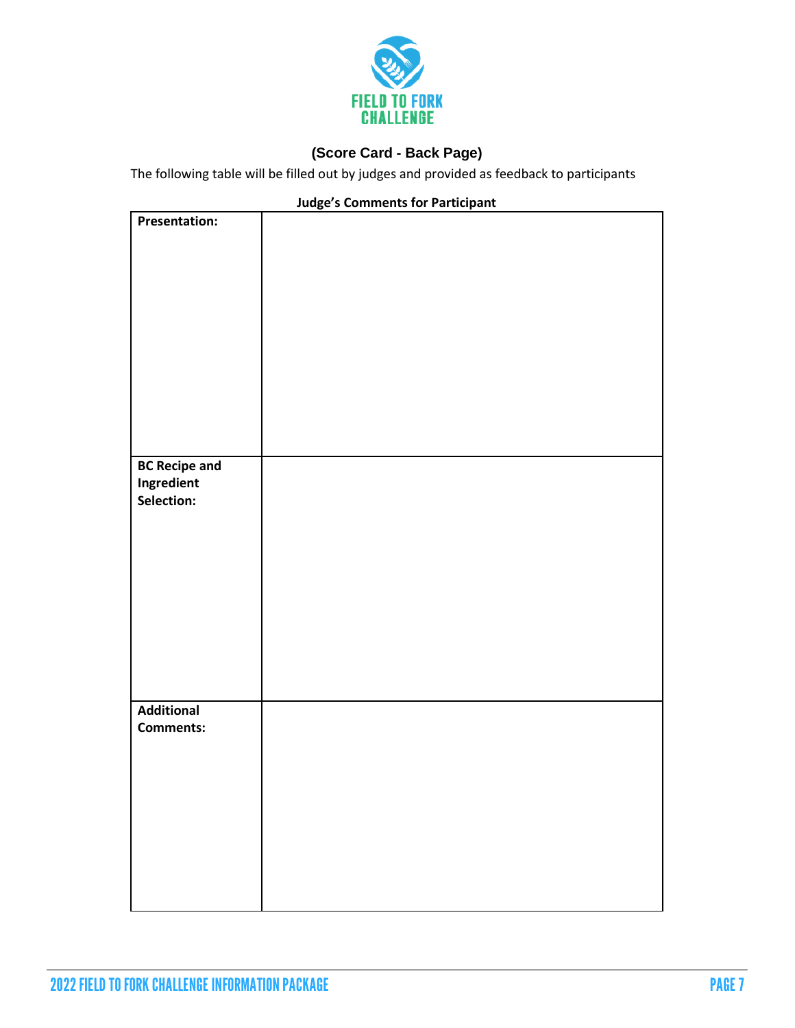FIELD TO FORK CHALLENGE

## (Score Card - Back Page)

The following table will be filled out by judges and provided as feedback to participants

**Judge's Comments for Participant**

| | |
|---|---|
| **Presentation:** | |
| **BC Recipe and Ingredient Selection:** | |
| **Additional Comments:** | |